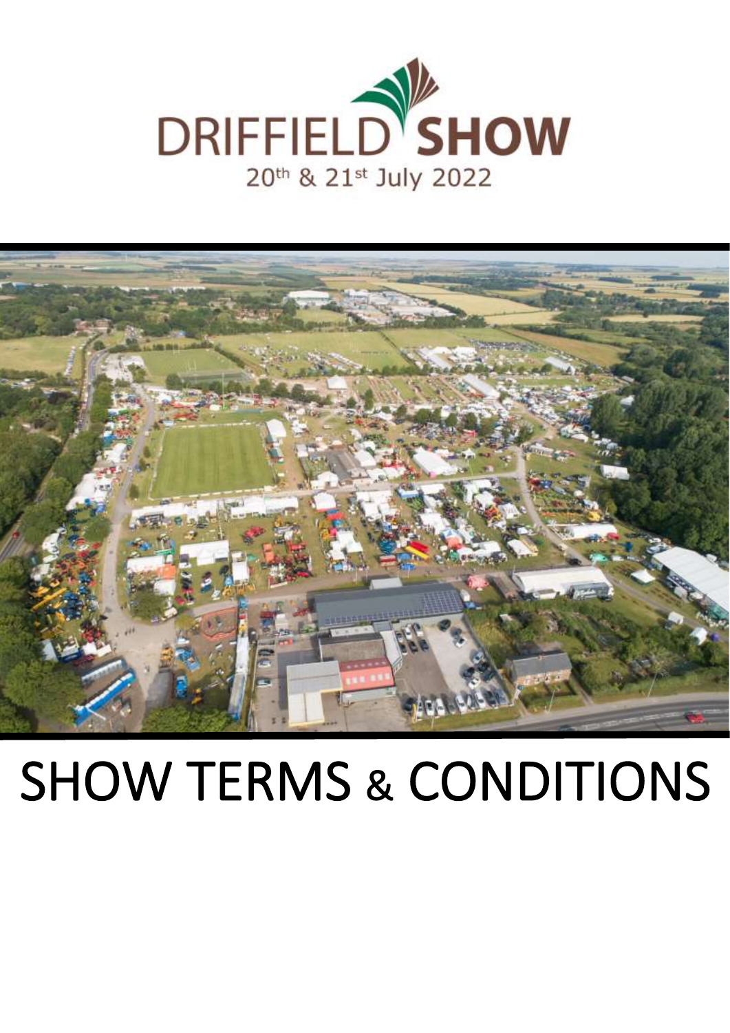# DRIFFIELD SHOW

20th & 21st July 2022

# SHOW TERMS & CONDITIONS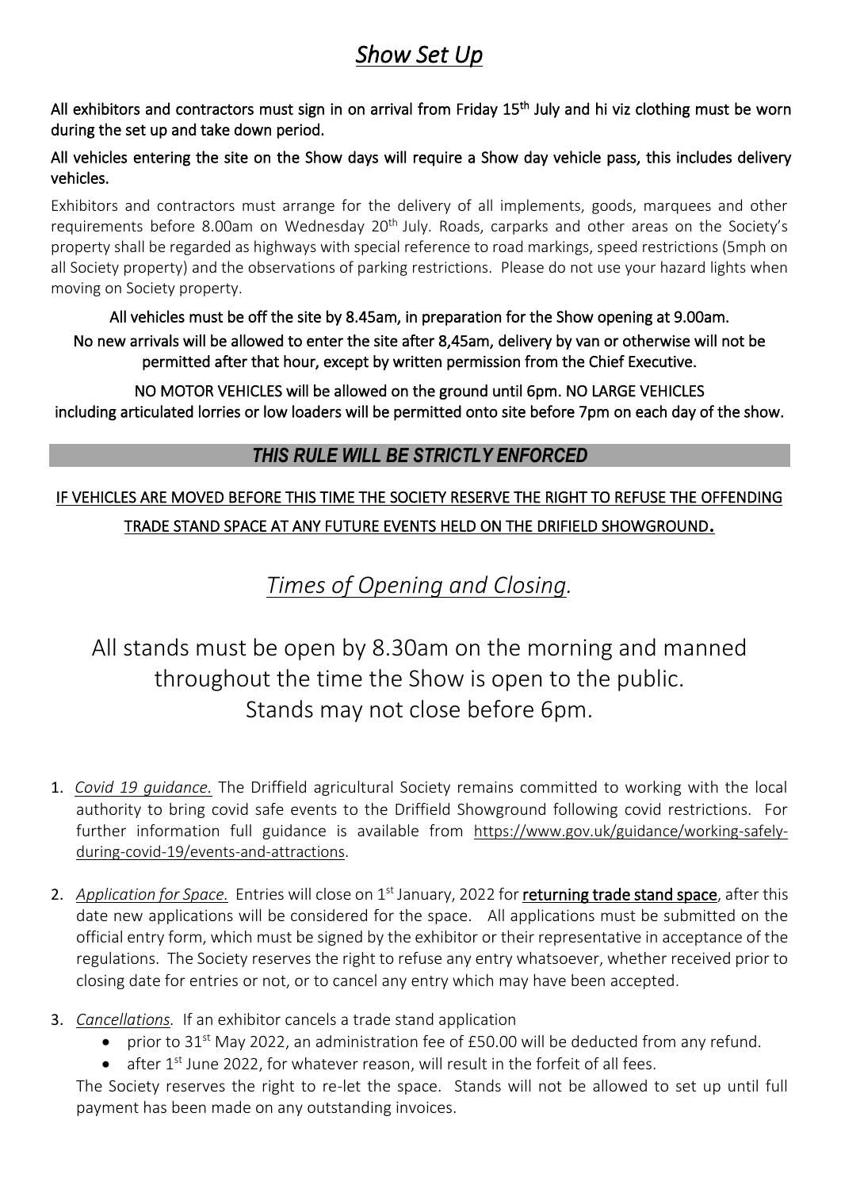# *Show Set Up*

**All exhibitors and contractors must sign in on arrival from Friday 15th July and hi viz clothing must be worn during the set up and take down period.**

**All vehicles entering the site on the Show days will require a Show day vehicle pass, this includes delivery vehicles.**

Exhibitors and contractors must arrange for the delivery of all implements, goods, marquees and other requirements before 8.00am on Wednesday 20th July. Roads, carparks and other areas on the Society's property shall be regarded as highways with special reference to road markings, speed restrictions (5mph on all Society property) and the observations of parking restrictions. Please do not use your hazard lights when moving on Society property.

**All vehicles must be off the site by 8.45am, in preparation for the Show opening at 9.00am.**

**No new arrivals will be allowed to enter the site after 8,45am, delivery by van or otherwise will not be permitted after that hour, except by written permission from the Chief Executive.**

**NO MOTOR VEHICLES will be allowed on the ground until 6pm. NO LARGE VEHICLES including articulated lorries or low loaders will be permitted onto site before 7pm on each day of the show.**

***THIS RULE WILL BE STRICTLY ENFORCED***

**IF VEHICLES ARE MOVED BEFORE THIS TIME THE SOCIETY RESERVE THE RIGHT TO REFUSE THE OFFENDING TRADE STAND SPACE AT ANY FUTURE EVENTS HELD ON THE DRIFIELD SHOWGROUND.**

## *Times of Opening and Closing.*

All stands must be open by 8.30am on the morning and manned throughout the time the Show is open to the public. Stands may not close before 6pm.

1. *Covid 19 guidance.* The Driffield agricultural Society remains committed to working with the local authority to bring covid safe events to the Driffield Showground following covid restrictions. For further information full guidance is available from https://www.gov.uk/guidance/working-safely-during-covid-19/events-and-attractions.

2. *Application for Space.* Entries will close on 1st January, 2022 for **returning trade stand space**, after this date new applications will be considered for the space. All applications must be submitted on the official entry form, which must be signed by the exhibitor or their representative in acceptance of the regulations. The Society reserves the right to refuse any entry whatsoever, whether received prior to closing date for entries or not, or to cancel any entry which may have been accepted.

3. *Cancellations.* If an exhibitor cancels a trade stand application
   - prior to 31st May 2022, an administration fee of £50.00 will be deducted from any refund.
   - after 1st June 2022, for whatever reason, will result in the forfeit of all fees.

   The Society reserves the right to re-let the space. Stands will not be allowed to set up until full payment has been made on any outstanding invoices.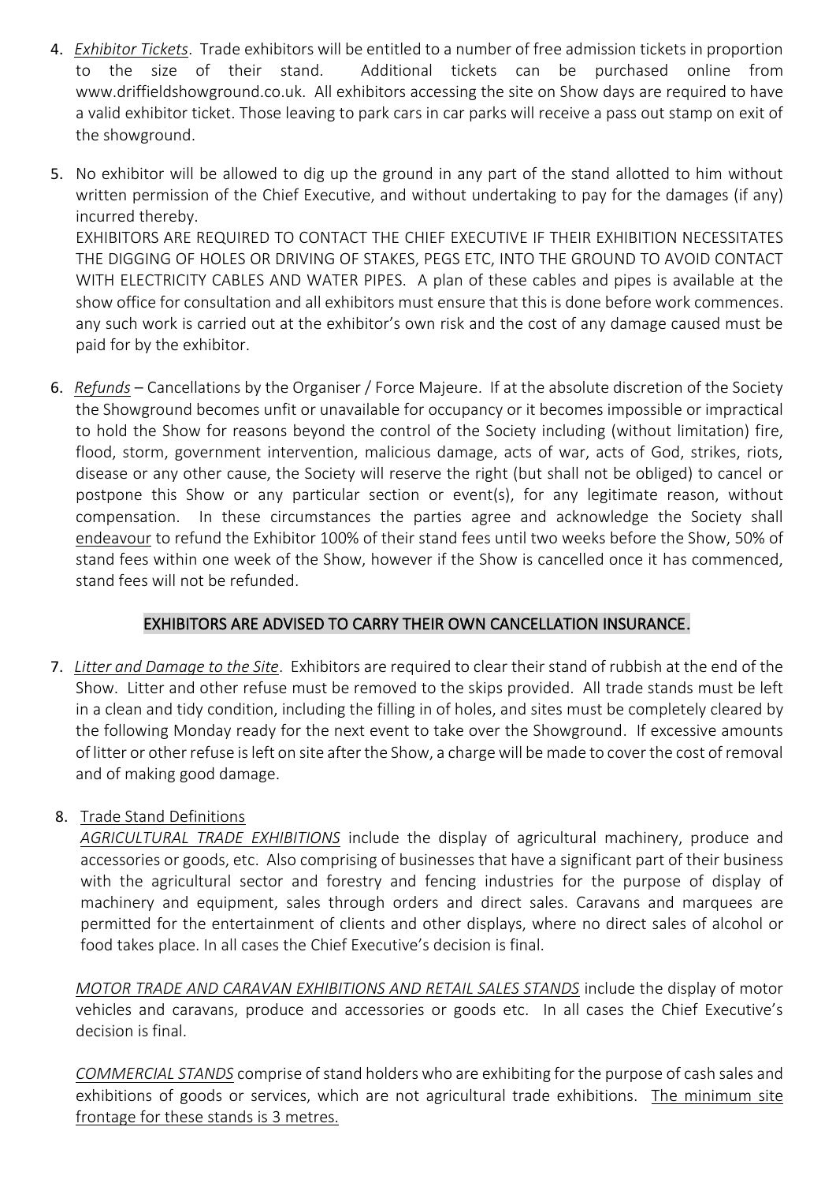4. *Exhibitor Tickets*. Trade exhibitors will be entitled to a number of free admission tickets in proportion to the size of their stand. Additional tickets can be purchased online from www.driffieldshowground.co.uk. All exhibitors accessing the site on Show days are required to have a valid exhibitor ticket. Those leaving to park cars in car parks will receive a pass out stamp on exit of the showground.

5. No exhibitor will be allowed to dig up the ground in any part of the stand allotted to him without written permission of the Chief Executive, and without undertaking to pay for the damages (if any) incurred thereby.
   EXHIBITORS ARE REQUIRED TO CONTACT THE CHIEF EXECUTIVE IF THEIR EXHIBITION NECESSITATES THE DIGGING OF HOLES OR DRIVING OF STAKES, PEGS ETC, INTO THE GROUND TO AVOID CONTACT WITH ELECTRICITY CABLES AND WATER PIPES. A plan of these cables and pipes is available at the show office for consultation and all exhibitors must ensure that this is done before work commences. any such work is carried out at the exhibitor's own risk and the cost of any damage caused must be paid for by the exhibitor.

6. *Refunds* – Cancellations by the Organiser / Force Majeure. If at the absolute discretion of the Society the Showground becomes unfit or unavailable for occupancy or it becomes impossible or impractical to hold the Show for reasons beyond the control of the Society including (without limitation) fire, flood, storm, government intervention, malicious damage, acts of war, acts of God, strikes, riots, disease or any other cause, the Society will reserve the right (but shall not be obliged) to cancel or postpone this Show or any particular section or event(s), for any legitimate reason, without compensation. In these circumstances the parties agree and acknowledge the Society shall endeavour to refund the Exhibitor 100% of their stand fees until two weeks before the Show, 50% of stand fees within one week of the Show, however if the Show is cancelled once it has commenced, stand fees will not be refunded.

**EXHIBITORS ARE ADVISED TO CARRY THEIR OWN CANCELLATION INSURANCE.**

7. *Litter and Damage to the Site*. Exhibitors are required to clear their stand of rubbish at the end of the Show. Litter and other refuse must be removed to the skips provided. All trade stands must be left in a clean and tidy condition, including the filling in of holes, and sites must be completely cleared by the following Monday ready for the next event to take over the Showground. If excessive amounts of litter or other refuse is left on site after the Show, a charge will be made to cover the cost of removal and of making good damage.

8. Trade Stand Definitions
   *AGRICULTURAL TRADE EXHIBITIONS* include the display of agricultural machinery, produce and accessories or goods, etc. Also comprising of businesses that have a significant part of their business with the agricultural sector and forestry and fencing industries for the purpose of display of machinery and equipment, sales through orders and direct sales. Caravans and marquees are permitted for the entertainment of clients and other displays, where no direct sales of alcohol or food takes place. In all cases the Chief Executive's decision is final.

   *MOTOR TRADE AND CARAVAN EXHIBITIONS AND RETAIL SALES STANDS* include the display of motor vehicles and caravans, produce and accessories or goods etc. In all cases the Chief Executive's decision is final.

   *COMMERCIAL STANDS* comprise of stand holders who are exhibiting for the purpose of cash sales and exhibitions of goods or services, which are not agricultural trade exhibitions. The minimum site frontage for these stands is 3 metres.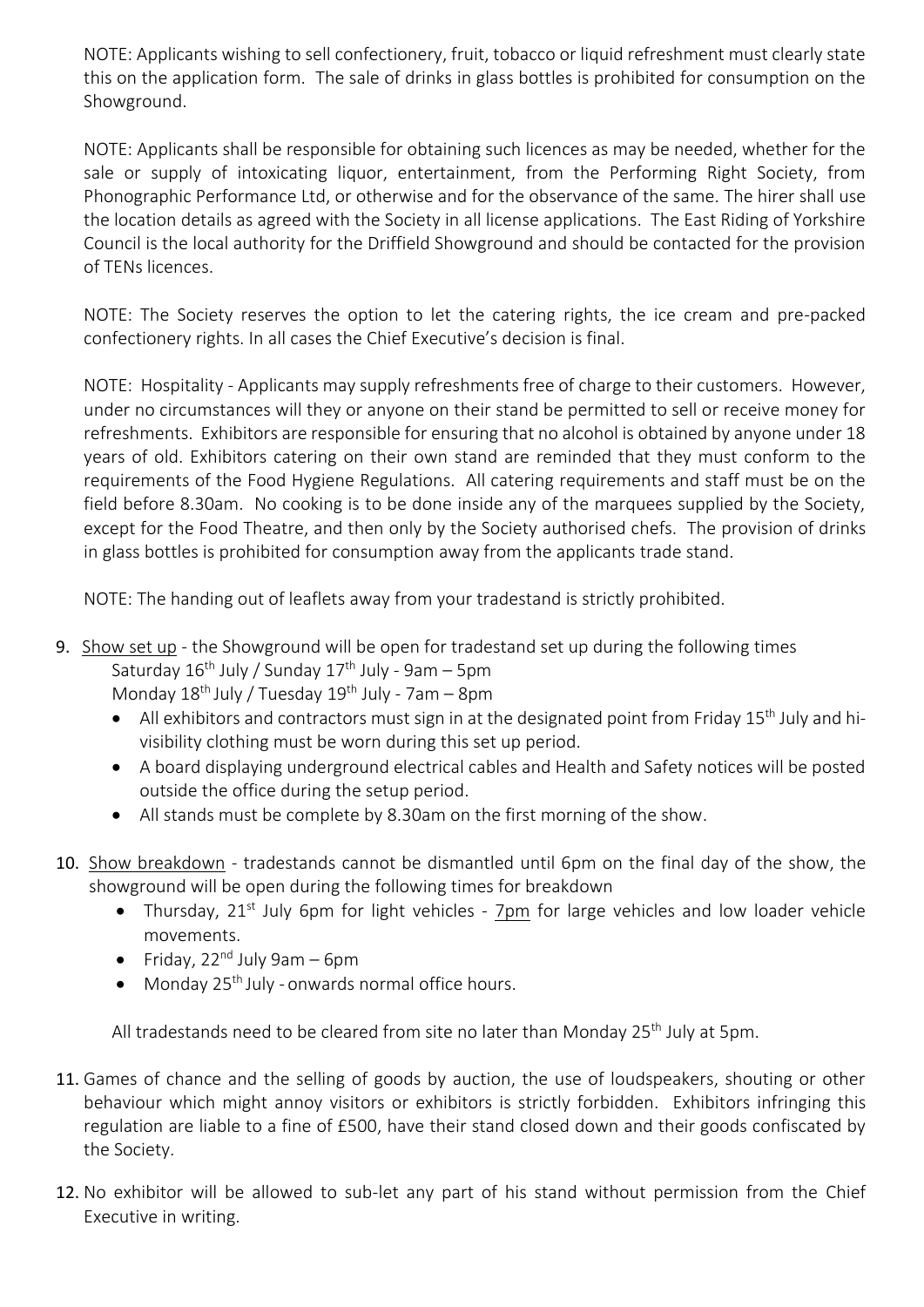NOTE: Applicants wishing to sell confectionery, fruit, tobacco or liquid refreshment must clearly state this on the application form. The sale of drinks in glass bottles is prohibited for consumption on the Showground.

NOTE: Applicants shall be responsible for obtaining such licences as may be needed, whether for the sale or supply of intoxicating liquor, entertainment, from the Performing Right Society, from Phonographic Performance Ltd, or otherwise and for the observance of the same. The hirer shall use the location details as agreed with the Society in all license applications. The East Riding of Yorkshire Council is the local authority for the Driffield Showground and should be contacted for the provision of TENs licences.

NOTE: The Society reserves the option to let the catering rights, the ice cream and pre-packed confectionery rights. In all cases the Chief Executive's decision is final.

NOTE: Hospitality - Applicants may supply refreshments free of charge to their customers. However, under no circumstances will they or anyone on their stand be permitted to sell or receive money for refreshments. Exhibitors are responsible for ensuring that no alcohol is obtained by anyone under 18 years of old. Exhibitors catering on their own stand are reminded that they must conform to the requirements of the Food Hygiene Regulations. All catering requirements and staff must be on the field before 8.30am. No cooking is to be done inside any of the marquees supplied by the Society, except for the Food Theatre, and then only by the Society authorised chefs. The provision of drinks in glass bottles is prohibited for consumption away from the applicants trade stand.

NOTE: The handing out of leaflets away from your tradestand is strictly prohibited.

9. <u>Show set up</u> - the Showground will be open for tradestand set up during the following times
   Saturday 16th July / Sunday 17th July - 9am – 5pm
   Monday 18th July / Tuesday 19th July - 7am – 8pm
   - All exhibitors and contractors must sign in at the designated point from Friday 15th July and hi-visibility clothing must be worn during this set up period.
   - A board displaying underground electrical cables and Health and Safety notices will be posted outside the office during the setup period.
   - All stands must be complete by 8.30am on the first morning of the show.

10. <u>Show breakdown</u> - tradestands cannot be dismantled until 6pm on the final day of the show, the showground will be open during the following times for breakdown
    - Thursday, 21st July 6pm for light vehicles - <u>7pm</u> for large vehicles and low loader vehicle movements.
    - Friday, 22nd July 9am – 6pm
    - Monday 25th July - onwards normal office hours.

    All tradestands need to be cleared from site no later than Monday 25th July at 5pm.

11. Games of chance and the selling of goods by auction, the use of loudspeakers, shouting or other behaviour which might annoy visitors or exhibitors is strictly forbidden. Exhibitors infringing this regulation are liable to a fine of £500, have their stand closed down and their goods confiscated by the Society.

12. No exhibitor will be allowed to sub-let any part of his stand without permission from the Chief Executive in writing.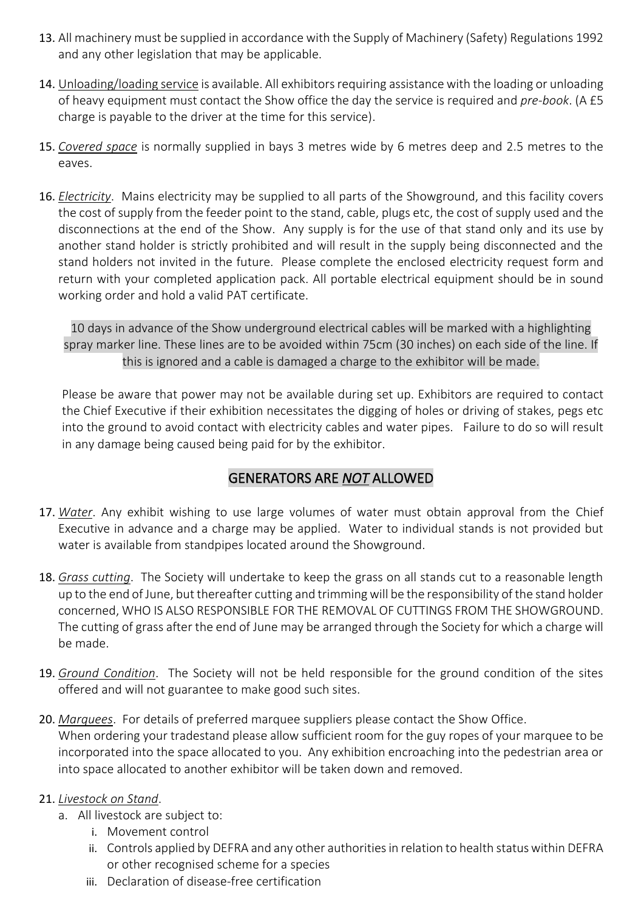13. All machinery must be supplied in accordance with the Supply of Machinery (Safety) Regulations 1992 and any other legislation that may be applicable.

14. Unloading/loading service is available. All exhibitors requiring assistance with the loading or unloading of heavy equipment must contact the Show office the day the service is required and *pre-book*. (A £5 charge is payable to the driver at the time for this service).

15. *Covered space* is normally supplied in bays 3 metres wide by 6 metres deep and 2.5 metres to the eaves.

16. *Electricity*. Mains electricity may be supplied to all parts of the Showground, and this facility covers the cost of supply from the feeder point to the stand, cable, plugs etc, the cost of supply used and the disconnections at the end of the Show. Any supply is for the use of that stand only and its use by another stand holder is strictly prohibited and will result in the supply being disconnected and the stand holders not invited in the future. Please complete the enclosed electricity request form and return with your completed application pack. All portable electrical equipment should be in sound working order and hold a valid PAT certificate.

    10 days in advance of the Show underground electrical cables will be marked with a highlighting spray marker line. These lines are to be avoided within 75cm (30 inches) on each side of the line. If this is ignored and a cable is damaged a charge to the exhibitor will be made.

    Please be aware that power may not be available during set up. Exhibitors are required to contact the Chief Executive if their exhibition necessitates the digging of holes or driving of stakes, pegs etc into the ground to avoid contact with electricity cables and water pipes. Failure to do so will result in any damage being caused being paid for by the exhibitor.

## GENERATORS ARE *NOT* ALLOWED

17. *Water*. Any exhibit wishing to use large volumes of water must obtain approval from the Chief Executive in advance and a charge may be applied. Water to individual stands is not provided but water is available from standpipes located around the Showground.

18. *Grass cutting*. The Society will undertake to keep the grass on all stands cut to a reasonable length up to the end of June, but thereafter cutting and trimming will be the responsibility of the stand holder concerned, WHO IS ALSO RESPONSIBLE FOR THE REMOVAL OF CUTTINGS FROM THE SHOWGROUND. The cutting of grass after the end of June may be arranged through the Society for which a charge will be made.

19. *Ground Condition*. The Society will not be held responsible for the ground condition of the sites offered and will not guarantee to make good such sites.

20. *Marquees*. For details of preferred marquee suppliers please contact the Show Office.
    When ordering your tradestand please allow sufficient room for the guy ropes of your marquee to be incorporated into the space allocated to you. Any exhibition encroaching into the pedestrian area or into space allocated to another exhibitor will be taken down and removed.

21. *Livestock on Stand*.
    a. All livestock are subject to:
        i. Movement control
        ii. Controls applied by DEFRA and any other authorities in relation to health status within DEFRA or other recognised scheme for a species
        iii. Declaration of disease-free certification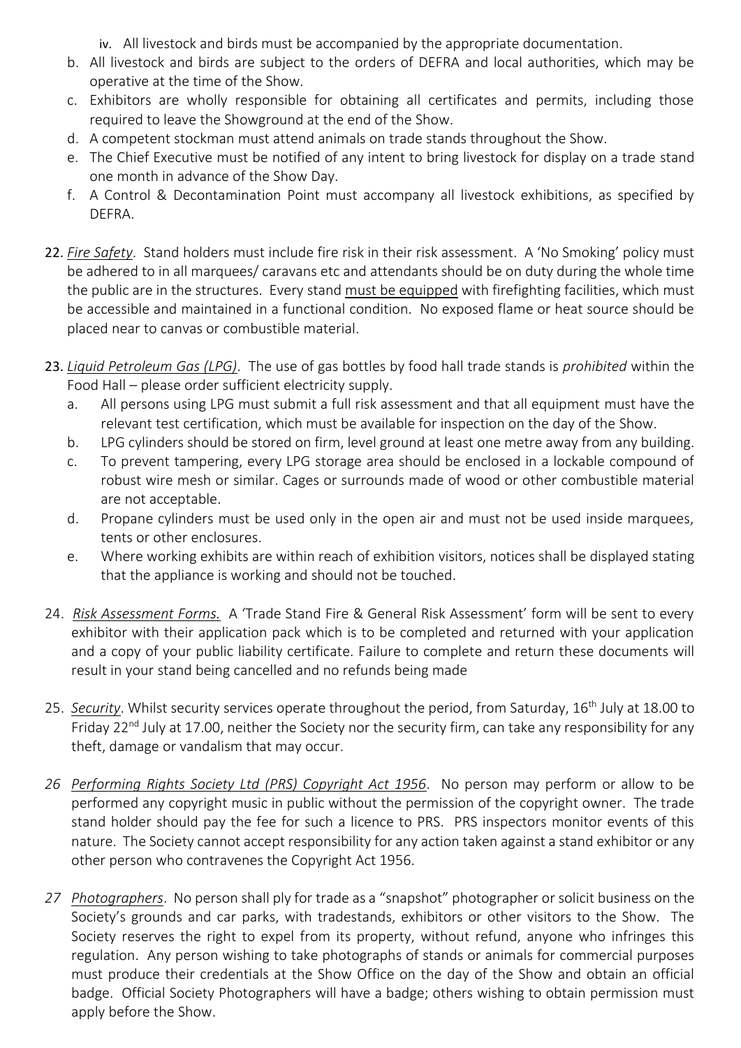iv. All livestock and birds must be accompanied by the appropriate documentation.

b. All livestock and birds are subject to the orders of DEFRA and local authorities, which may be operative at the time of the Show.
c. Exhibitors are wholly responsible for obtaining all certificates and permits, including those required to leave the Showground at the end of the Show.
d. A competent stockman must attend animals on trade stands throughout the Show.
e. The Chief Executive must be notified of any intent to bring livestock for display on a trade stand one month in advance of the Show Day.
f. A Control & Decontamination Point must accompany all livestock exhibitions, as specified by DEFRA.

22. *Fire Safety*. Stand holders must include fire risk in their risk assessment. A 'No Smoking' policy must be adhered to in all marquees/ caravans etc and attendants should be on duty during the whole time the public are in the structures. Every stand must be equipped with firefighting facilities, which must be accessible and maintained in a functional condition. No exposed flame or heat source should be placed near to canvas or combustible material.

23. *Liquid Petroleum Gas (LPG)*. The use of gas bottles by food hall trade stands is *prohibited* within the Food Hall – please order sufficient electricity supply.
   a. All persons using LPG must submit a full risk assessment and that all equipment must have the relevant test certification, which must be available for inspection on the day of the Show.
   b. LPG cylinders should be stored on firm, level ground at least one metre away from any building.
   c. To prevent tampering, every LPG storage area should be enclosed in a lockable compound of robust wire mesh or similar. Cages or surrounds made of wood or other combustible material are not acceptable.
   d. Propane cylinders must be used only in the open air and must not be used inside marquees, tents or other enclosures.
   e. Where working exhibits are within reach of exhibition visitors, notices shall be displayed stating that the appliance is working and should not be touched.

24. *Risk Assessment Forms.* A 'Trade Stand Fire & General Risk Assessment' form will be sent to every exhibitor with their application pack which is to be completed and returned with your application and a copy of your public liability certificate. Failure to complete and return these documents will result in your stand being cancelled and no refunds being made

25. *Security*. Whilst security services operate throughout the period, from Saturday, 16th July at 18.00 to Friday 22nd July at 17.00, neither the Society nor the security firm, can take any responsibility for any theft, damage or vandalism that may occur.

26 *Performing Rights Society Ltd (PRS) Copyright Act 1956*. No person may perform or allow to be performed any copyright music in public without the permission of the copyright owner. The trade stand holder should pay the fee for such a licence to PRS. PRS inspectors monitor events of this nature. The Society cannot accept responsibility for any action taken against a stand exhibitor or any other person who contravenes the Copyright Act 1956.

27 *Photographers*. No person shall ply for trade as a "snapshot" photographer or solicit business on the Society's grounds and car parks, with tradestands, exhibitors or other visitors to the Show. The Society reserves the right to expel from its property, without refund, anyone who infringes this regulation. Any person wishing to take photographs of stands or animals for commercial purposes must produce their credentials at the Show Office on the day of the Show and obtain an official badge. Official Society Photographers will have a badge; others wishing to obtain permission must apply before the Show.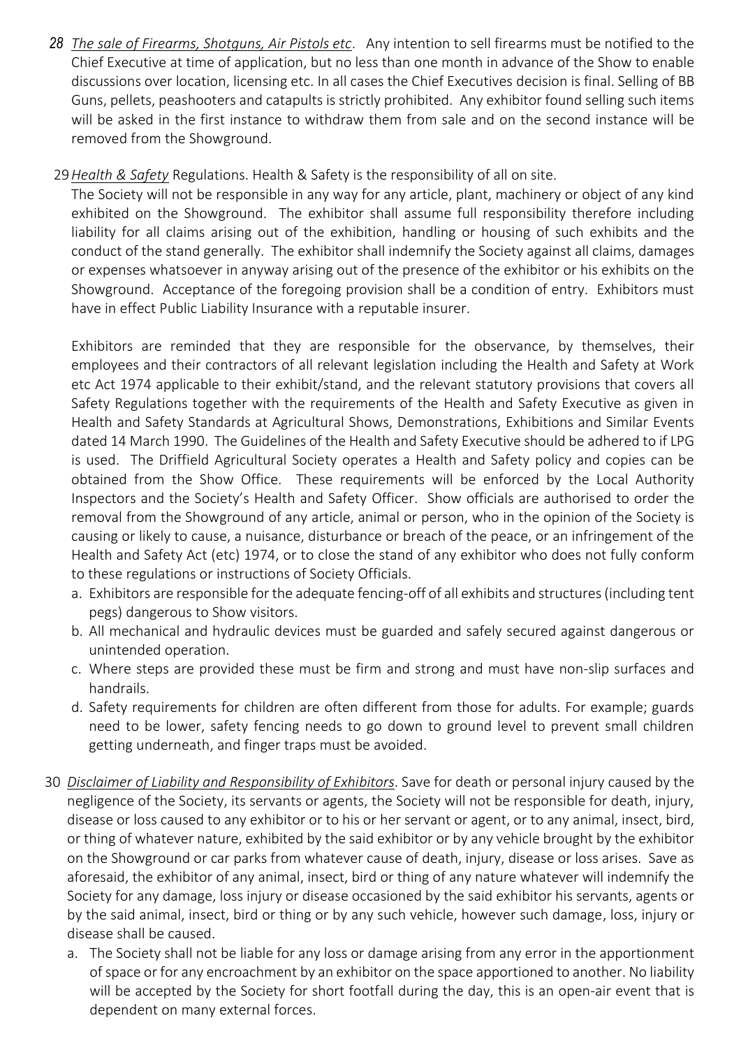28 *The sale of Firearms, Shotguns, Air Pistols etc*. Any intention to sell firearms must be notified to the Chief Executive at time of application, but no less than one month in advance of the Show to enable discussions over location, licensing etc. In all cases the Chief Executives decision is final. Selling of BB Guns, pellets, peashooters and catapults is strictly prohibited. Any exhibitor found selling such items will be asked in the first instance to withdraw them from sale and on the second instance will be removed from the Showground.

29 *Health & Safety* Regulations. Health & Safety is the responsibility of all on site.

The Society will not be responsible in any way for any article, plant, machinery or object of any kind exhibited on the Showground. The exhibitor shall assume full responsibility therefore including liability for all claims arising out of the exhibition, handling or housing of such exhibits and the conduct of the stand generally. The exhibitor shall indemnify the Society against all claims, damages or expenses whatsoever in anyway arising out of the presence of the exhibitor or his exhibits on the Showground. Acceptance of the foregoing provision shall be a condition of entry. Exhibitors must have in effect Public Liability Insurance with a reputable insurer.

Exhibitors are reminded that they are responsible for the observance, by themselves, their employees and their contractors of all relevant legislation including the Health and Safety at Work etc Act 1974 applicable to their exhibit/stand, and the relevant statutory provisions that covers all Safety Regulations together with the requirements of the Health and Safety Executive as given in Health and Safety Standards at Agricultural Shows, Demonstrations, Exhibitions and Similar Events dated 14 March 1990. The Guidelines of the Health and Safety Executive should be adhered to if LPG is used. The Driffield Agricultural Society operates a Health and Safety policy and copies can be obtained from the Show Office. These requirements will be enforced by the Local Authority Inspectors and the Society's Health and Safety Officer. Show officials are authorised to order the removal from the Showground of any article, animal or person, who in the opinion of the Society is causing or likely to cause, a nuisance, disturbance or breach of the peace, or an infringement of the Health and Safety Act (etc) 1974, or to close the stand of any exhibitor who does not fully conform to these regulations or instructions of Society Officials.

a. Exhibitors are responsible for the adequate fencing-off of all exhibits and structures (including tent pegs) dangerous to Show visitors.
b. All mechanical and hydraulic devices must be guarded and safely secured against dangerous or unintended operation.
c. Where steps are provided these must be firm and strong and must have non-slip surfaces and handrails.
d. Safety requirements for children are often different from those for adults. For example; guards need to be lower, safety fencing needs to go down to ground level to prevent small children getting underneath, and finger traps must be avoided.

30 *Disclaimer of Liability and Responsibility of Exhibitors*. Save for death or personal injury caused by the negligence of the Society, its servants or agents, the Society will not be responsible for death, injury, disease or loss caused to any exhibitor or to his or her servant or agent, or to any animal, insect, bird, or thing of whatever nature, exhibited by the said exhibitor or by any vehicle brought by the exhibitor on the Showground or car parks from whatever cause of death, injury, disease or loss arises. Save as aforesaid, the exhibitor of any animal, insect, bird or thing of any nature whatever will indemnify the Society for any damage, loss injury or disease occasioned by the said exhibitor his servants, agents or by the said animal, insect, bird or thing or by any such vehicle, however such damage, loss, injury or disease shall be caused.

a. The Society shall not be liable for any loss or damage arising from any error in the apportionment of space or for any encroachment by an exhibitor on the space apportioned to another. No liability will be accepted by the Society for short footfall during the day, this is an open-air event that is dependent on many external forces.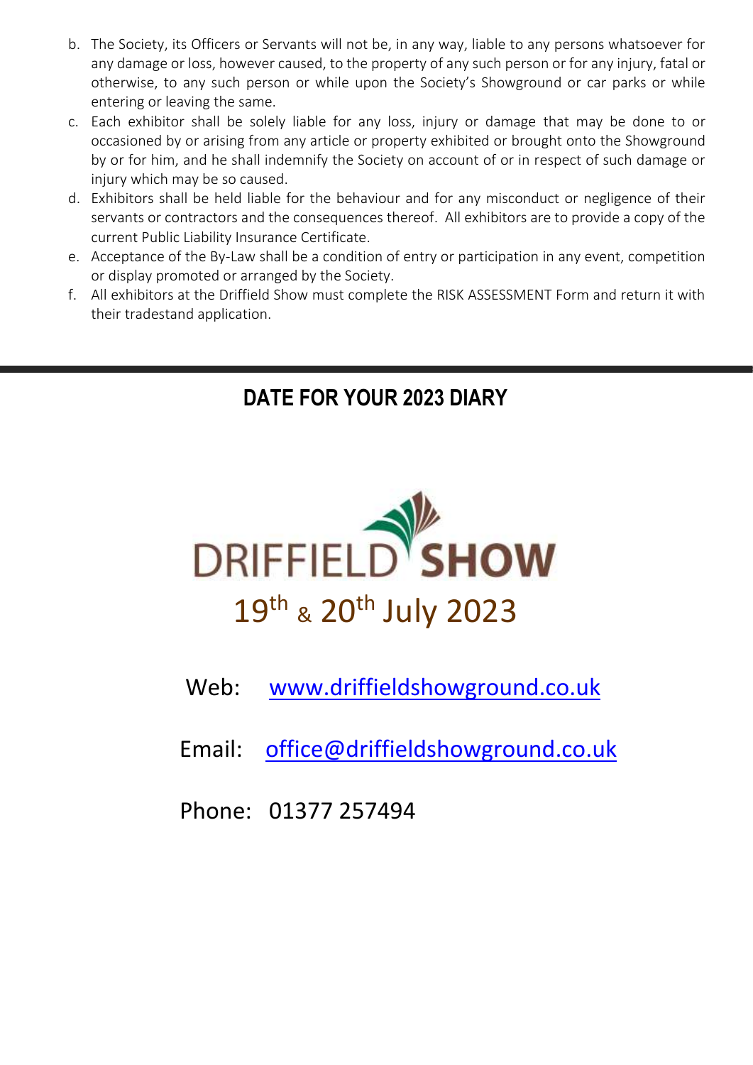b. The Society, its Officers or Servants will not be, in any way, liable to any persons whatsoever for any damage or loss, however caused, to the property of any such person or for any injury, fatal or otherwise, to any such person or while upon the Society's Showground or car parks or while entering or leaving the same.
c. Each exhibitor shall be solely liable for any loss, injury or damage that may be done to or occasioned by or arising from any article or property exhibited or brought onto the Showground by or for him, and he shall indemnify the Society on account of or in respect of such damage or injury which may be so caused.
d. Exhibitors shall be held liable for the behaviour and for any misconduct or negligence of their servants or contractors and the consequences thereof. All exhibitors are to provide a copy of the current Public Liability Insurance Certificate.
e. Acceptance of the By-Law shall be a condition of entry or participation in any event, competition or display promoted or arranged by the Society.
f. All exhibitors at the Driffield Show must complete the RISK ASSESSMENT Form and return it with their tradestand application.

---

## DATE FOR YOUR 2023 DIARY

DRIFFIELD **SHOW**

19th & 20th July 2023

Web: www.driffieldshowground.co.uk

Email: office@driffieldshowground.co.uk

Phone: 01377 257494